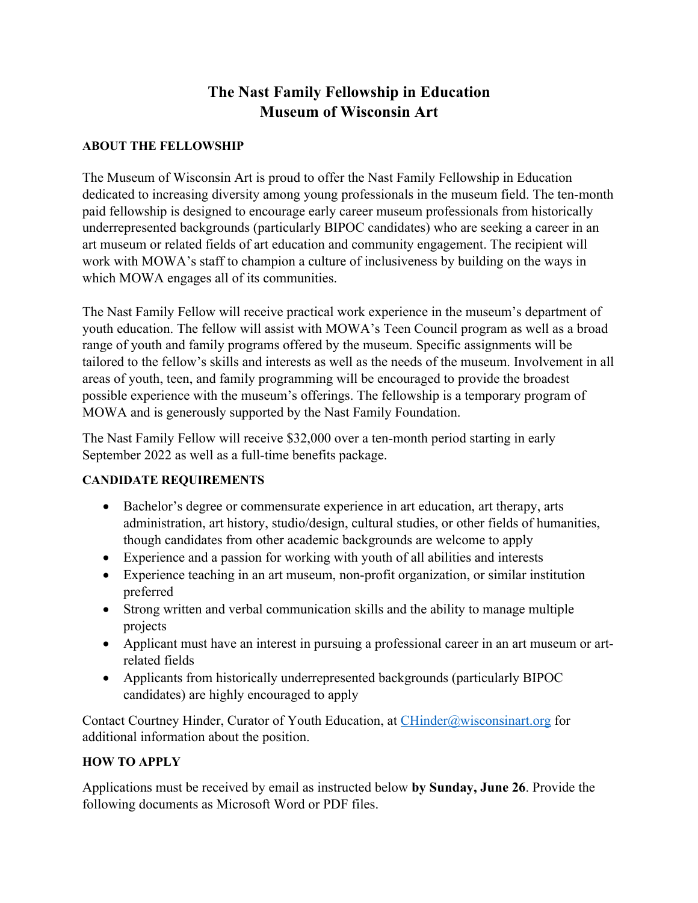# The Nast Family Fellowship in Education
# Museum of Wisconsin Art

**ABOUT THE FELLOWSHIP**

The Museum of Wisconsin Art is proud to offer the Nast Family Fellowship in Education dedicated to increasing diversity among young professionals in the museum field. The ten-month paid fellowship is designed to encourage early career museum professionals from historically underrepresented backgrounds (particularly BIPOC candidates) who are seeking a career in an art museum or related fields of art education and community engagement. The recipient will work with MOWA's staff to champion a culture of inclusiveness by building on the ways in which MOWA engages all of its communities.

The Nast Family Fellow will receive practical work experience in the museum's department of youth education. The fellow will assist with MOWA's Teen Council program as well as a broad range of youth and family programs offered by the museum. Specific assignments will be tailored to the fellow's skills and interests as well as the needs of the museum. Involvement in all areas of youth, teen, and family programming will be encouraged to provide the broadest possible experience with the museum's offerings. The fellowship is a temporary program of MOWA and is generously supported by the Nast Family Foundation.

The Nast Family Fellow will receive $32,000 over a ten-month period starting in early September 2022 as well as a full-time benefits package.

**CANDIDATE REQUIREMENTS**

- Bachelor's degree or commensurate experience in art education, art therapy, arts administration, art history, studio/design, cultural studies, or other fields of humanities, though candidates from other academic backgrounds are welcome to apply
- Experience and a passion for working with youth of all abilities and interests
- Experience teaching in an art museum, non-profit organization, or similar institution preferred
- Strong written and verbal communication skills and the ability to manage multiple projects
- Applicant must have an interest in pursuing a professional career in an art museum or art-related fields
- Applicants from historically underrepresented backgrounds (particularly BIPOC candidates) are highly encouraged to apply

Contact Courtney Hinder, Curator of Youth Education, at CHinder@wisconsinart.org for additional information about the position.

**HOW TO APPLY**

Applications must be received by email as instructed below **by Sunday, June 26**. Provide the following documents as Microsoft Word or PDF files.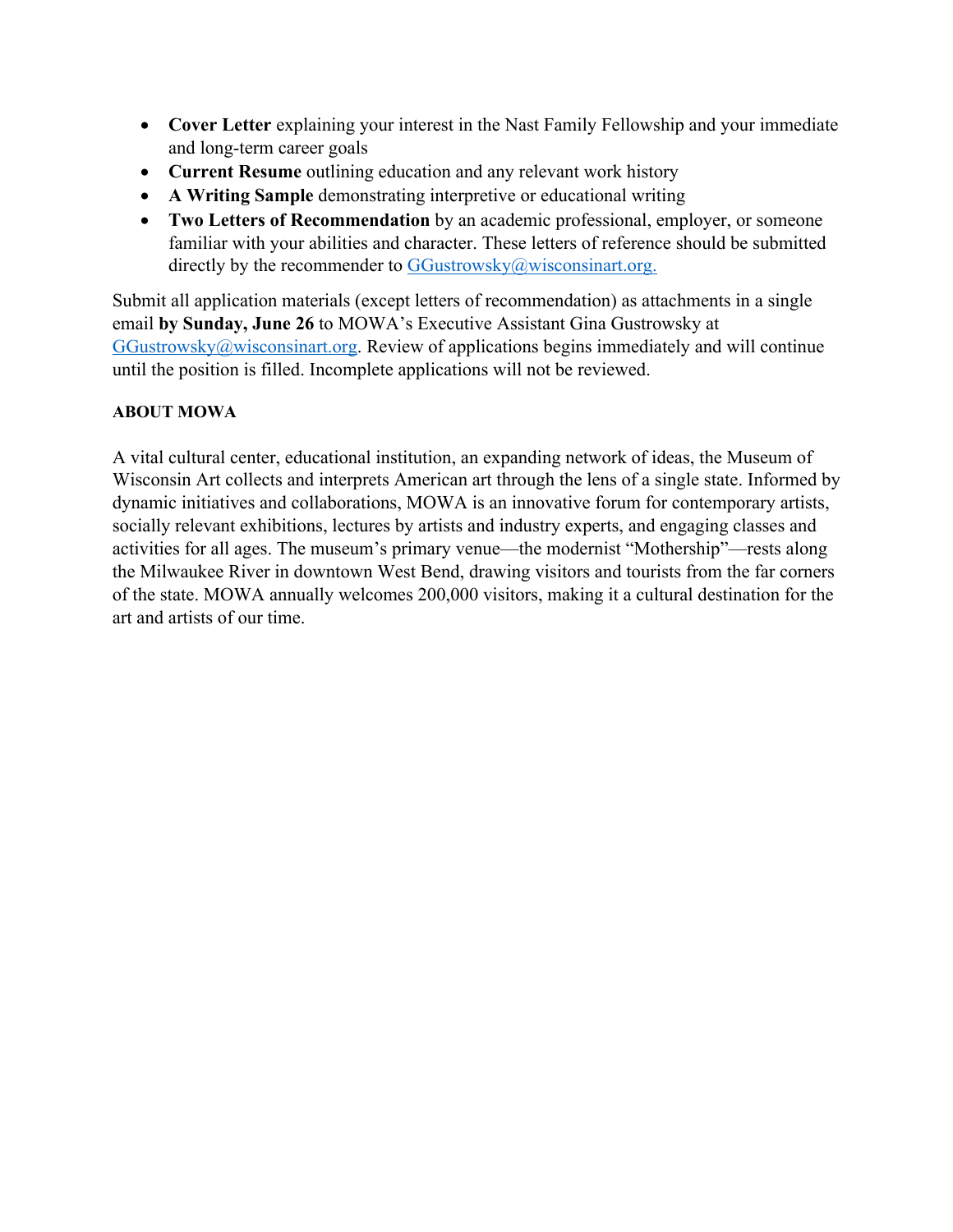- **Cover Letter** explaining your interest in the Nast Family Fellowship and your immediate and long-term career goals
- **Current Resume** outlining education and any relevant work history
- **A Writing Sample** demonstrating interpretive or educational writing
- **Two Letters of Recommendation** by an academic professional, employer, or someone familiar with your abilities and character. These letters of reference should be submitted directly by the recommender to GGustrowsky@wisconsinart.org.

Submit all application materials (except letters of recommendation) as attachments in a single email **by Sunday, June 26** to MOWA's Executive Assistant Gina Gustrowsky at GGustrowsky@wisconsinart.org. Review of applications begins immediately and will continue until the position is filled. Incomplete applications will not be reviewed.

**ABOUT MOWA**

A vital cultural center, educational institution, an expanding network of ideas, the Museum of Wisconsin Art collects and interprets American art through the lens of a single state. Informed by dynamic initiatives and collaborations, MOWA is an innovative forum for contemporary artists, socially relevant exhibitions, lectures by artists and industry experts, and engaging classes and activities for all ages. The museum's primary venue—the modernist "Mothership"—rests along the Milwaukee River in downtown West Bend, drawing visitors and tourists from the far corners of the state. MOWA annually welcomes 200,000 visitors, making it a cultural destination for the art and artists of our time.